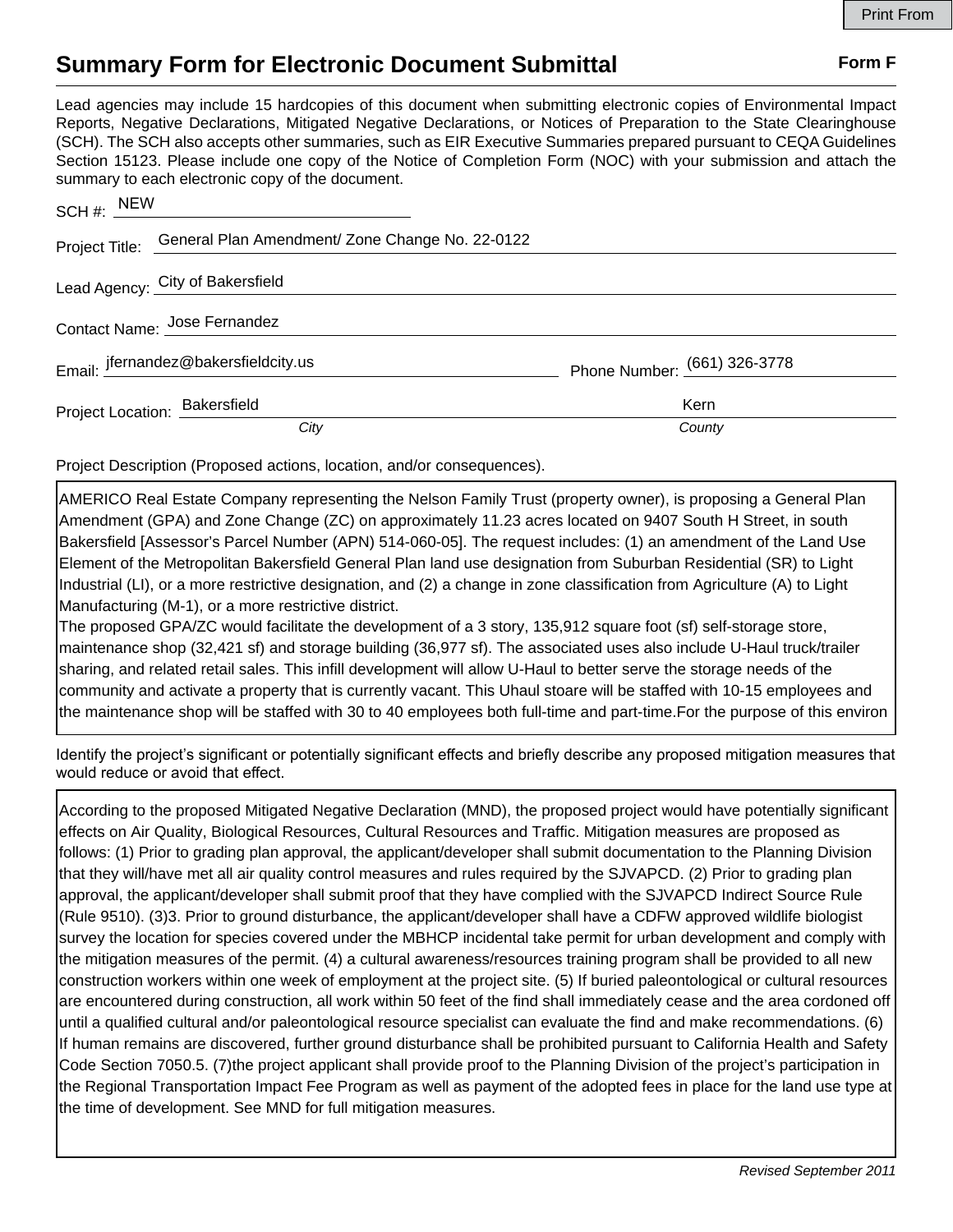Print From

# Summary Form for Electronic Document Submittal

**Form F**

Lead agencies may include 15 hardcopies of this document when submitting electronic copies of Environmental Impact Reports, Negative Declarations, Mitigated Negative Declarations, or Notices of Preparation to the State Clearinghouse (SCH). The SCH also accepts other summaries, such as EIR Executive Summaries prepared pursuant to CEQA Guidelines Section 15123. Please include one copy of the Notice of Completion Form (NOC) with your submission and attach the summary to each electronic copy of the document.

SCH #: NEW

Project Title: General Plan Amendment/ Zone Change No. 22-0122

Lead Agency: City of Bakersfield

Contact Name: Jose Fernandez

Email: jfernandez@bakersfieldcity.us    Phone Number: (661) 326-3778

Project Location: Bakersfield (*City*)    Kern (*County*)

Project Description (Proposed actions, location, and/or consequences).

AMERICO Real Estate Company representing the Nelson Family Trust (property owner), is proposing a General Plan Amendment (GPA) and Zone Change (ZC) on approximately 11.23 acres located on 9407 South H Street, in south Bakersfield [Assessor's Parcel Number (APN) 514-060-05]. The request includes: (1) an amendment of the Land Use Element of the Metropolitan Bakersfield General Plan land use designation from Suburban Residential (SR) to Light Industrial (LI), or a more restrictive designation, and (2) a change in zone classification from Agriculture (A) to Light Manufacturing (M-1), or a more restrictive district.
The proposed GPA/ZC would facilitate the development of a 3 story, 135,912 square foot (sf) self-storage store, maintenance shop (32,421 sf) and storage building (36,977 sf). The associated uses also include U-Haul truck/trailer sharing, and related retail sales. This infill development will allow U-Haul to better serve the storage needs of the community and activate a property that is currently vacant. This Uhaul stoare will be staffed with 10-15 employees and the maintenance shop will be staffed with 30 to 40 employees both full-time and part-time.For the purpose of this environ

Identify the project's significant or potentially significant effects and briefly describe any proposed mitigation measures that would reduce or avoid that effect.

According to the proposed Mitigated Negative Declaration (MND), the proposed project would have potentially significant effects on Air Quality, Biological Resources, Cultural Resources and Traffic. Mitigation measures are proposed as follows: (1) Prior to grading plan approval, the applicant/developer shall submit documentation to the Planning Division that they will/have met all air quality control measures and rules required by the SJVAPCD. (2) Prior to grading plan approval, the applicant/developer shall submit proof that they have complied with the SJVAPCD Indirect Source Rule (Rule 9510). (3)3. Prior to ground disturbance, the applicant/developer shall have a CDFW approved wildlife biologist survey the location for species covered under the MBHCP incidental take permit for urban development and comply with the mitigation measures of the permit. (4) a cultural awareness/resources training program shall be provided to all new construction workers within one week of employment at the project site. (5) If buried paleontological or cultural resources are encountered during construction, all work within 50 feet of the find shall immediately cease and the area cordoned off until a qualified cultural and/or paleontological resource specialist can evaluate the find and make recommendations. (6) If human remains are discovered, further ground disturbance shall be prohibited pursuant to California Health and Safety Code Section 7050.5. (7)the project applicant shall provide proof to the Planning Division of the project's participation in the Regional Transportation Impact Fee Program as well as payment of the adopted fees in place for the land use type at the time of development. See MND for full mitigation measures.

*Revised September 2011*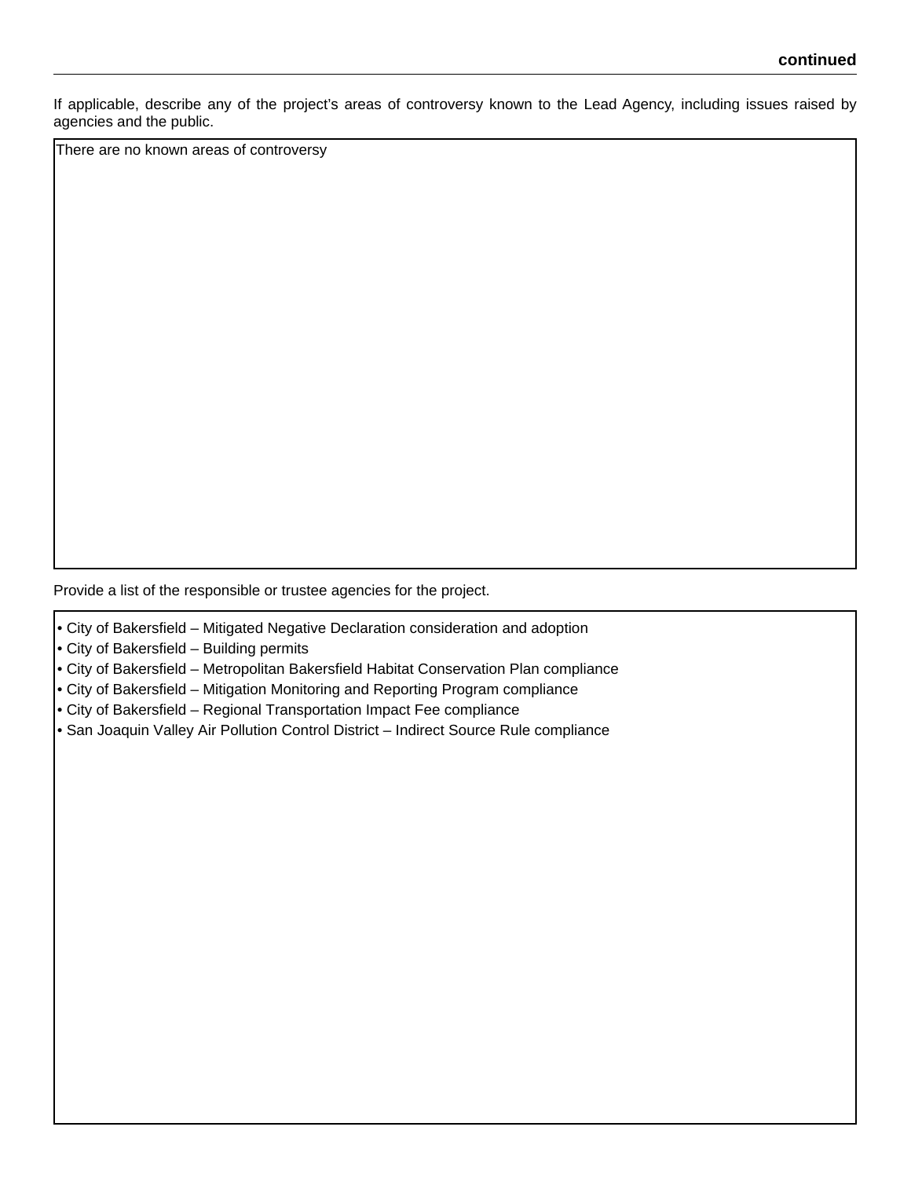**continued**

If applicable, describe any of the project's areas of controversy known to the Lead Agency, including issues raised by agencies and the public.

There are no known areas of controversy

Provide a list of the responsible or trustee agencies for the project.

- City of Bakersfield – Mitigated Negative Declaration consideration and adoption
- City of Bakersfield – Building permits
- City of Bakersfield – Metropolitan Bakersfield Habitat Conservation Plan compliance
- City of Bakersfield – Mitigation Monitoring and Reporting Program compliance
- City of Bakersfield – Regional Transportation Impact Fee compliance
- San Joaquin Valley Air Pollution Control District – Indirect Source Rule compliance